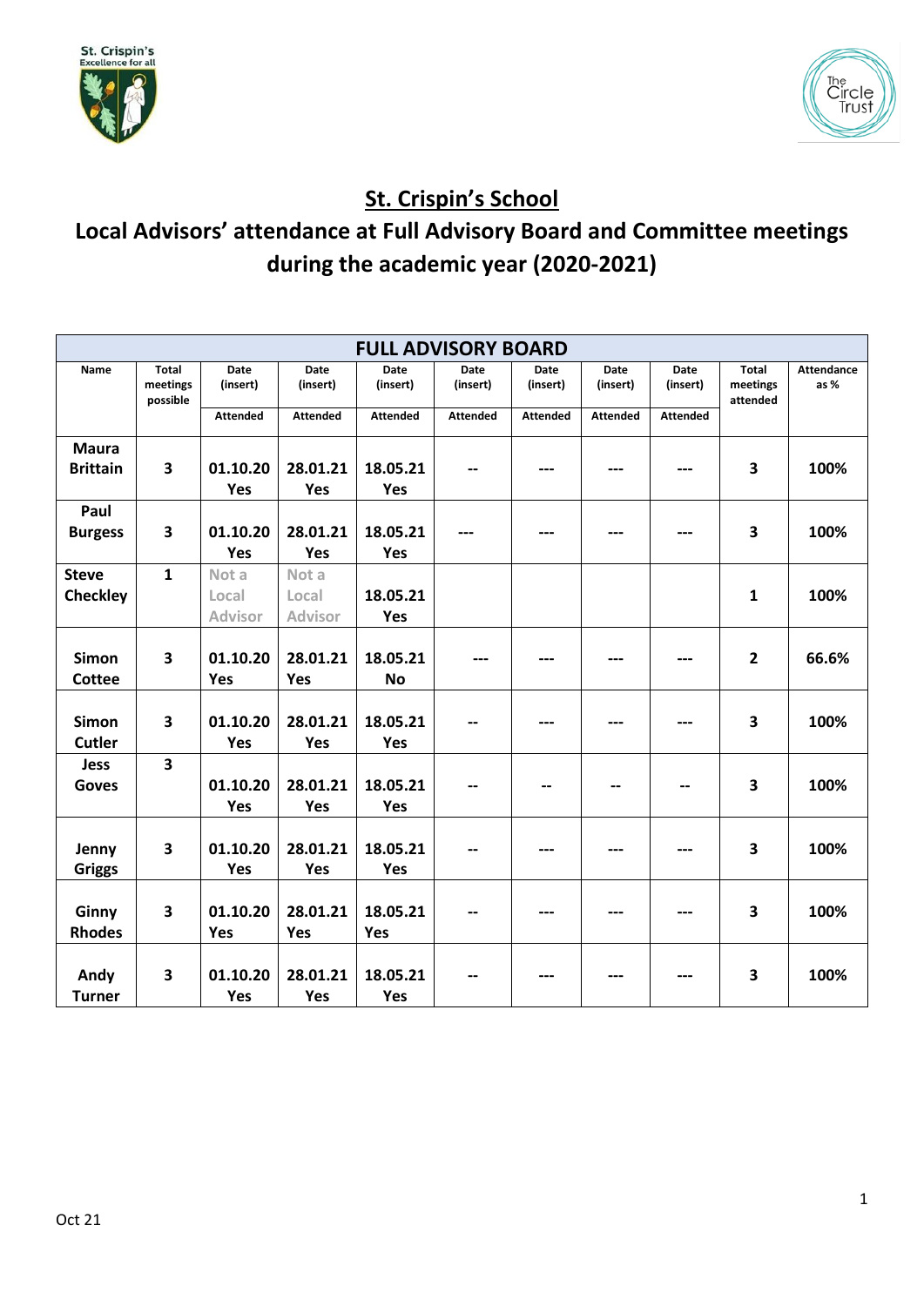# St. Crispin's School

## Local Advisors' attendance at Full Advisory Board and Committee meetings during the academic year (2020-2021)

| FULL ADVISORY BOARD | | | | | | | | | | |
|---|---|---|---|---|---|---|---|---|---|---|
| Name | Total meetings possible | Date (insert) Attended | Date (insert) Attended | Date (insert) Attended | Date (insert) Attended | Date (insert) Attended | Date (insert) Attended | Date (insert) Attended | Total meetings attended | Attendance as % |
| Maura Brittain | 3 | 01.10.20 Yes | 28.01.21 Yes | 18.05.21 Yes | -- | --- | --- | --- | 3 | 100% |
| Paul Burgess | 3 | 01.10.20 Yes | 28.01.21 Yes | 18.05.21 Yes | --- | --- | --- | --- | 3 | 100% |
| Steve Checkley | 1 | Not a Local Advisor | Not a Local Advisor | 18.05.21 Yes | | | | | 1 | 100% |
| Simon Cottee | 3 | 01.10.20 Yes | 28.01.21 Yes | 18.05.21 No | --- | --- | --- | --- | 2 | 66.6% |
| Simon Cutler | 3 | 01.10.20 Yes | 28.01.21 Yes | 18.05.21 Yes | -- | --- | --- | --- | 3 | 100% |
| Jess Goves | 3 | 01.10.20 Yes | 28.01.21 Yes | 18.05.21 Yes | -- | -- | -- | -- | 3 | 100% |
| Jenny Griggs | 3 | 01.10.20 Yes | 28.01.21 Yes | 18.05.21 Yes | -- | --- | --- | --- | 3 | 100% |
| Ginny Rhodes | 3 | 01.10.20 Yes | 28.01.21 Yes | 18.05.21 Yes | -- | --- | --- | --- | 3 | 100% |
| Andy Turner | 3 | 01.10.20 Yes | 28.01.21 Yes | 18.05.21 Yes | -- | --- | --- | --- | 3 | 100% |

Oct 21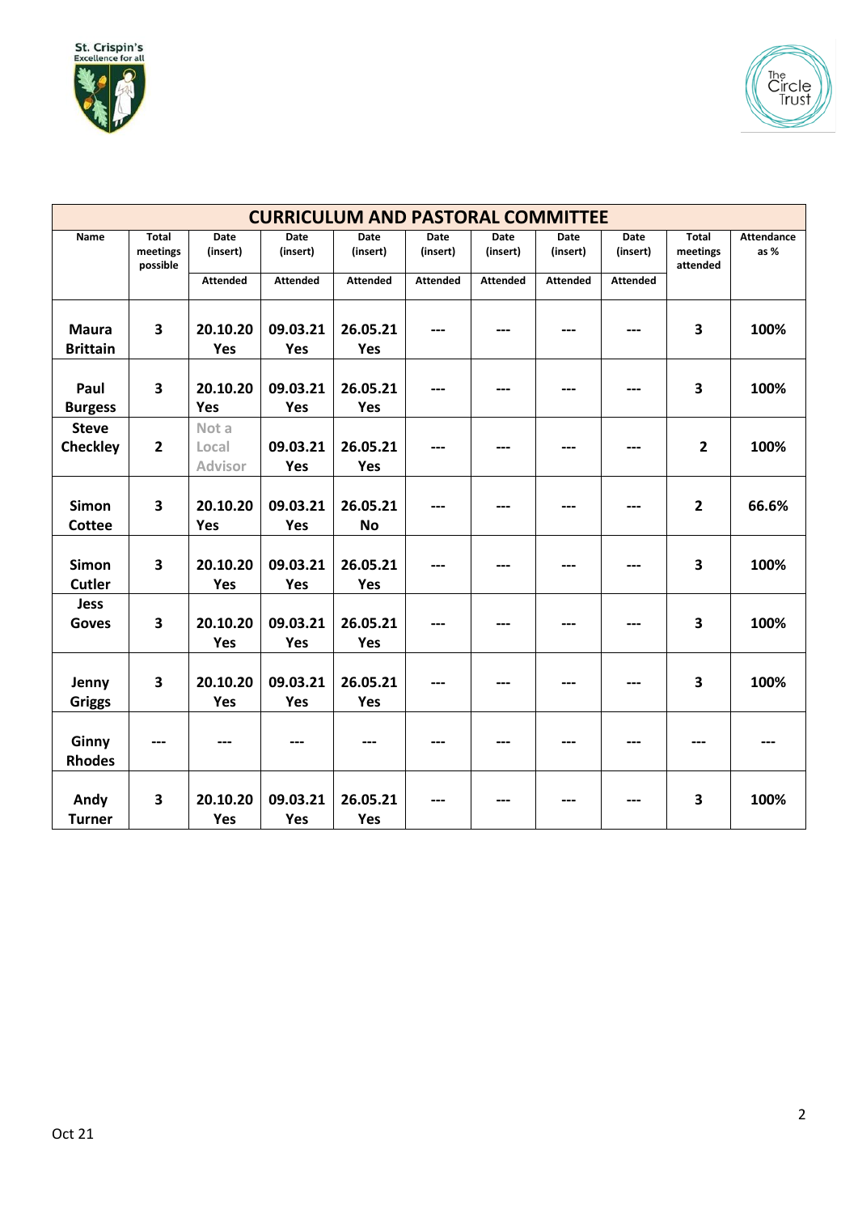| CURRICULUM AND PASTORAL COMMITTEE | | | | | | | | | | |
|---|---|---|---|---|---|---|---|---|---|---|
| Name | Total meetings possible | Date (insert) | Date (insert) | Date (insert) | Date (insert) | Date (insert) | Date (insert) | Date (insert) | Total meetings attended | Attendance as % |
| | | Attended | Attended | Attended | Attended | Attended | Attended | Attended | | |
| **Maura Brittain** | **3** | **20.10.20 Yes** | **09.03.21 Yes** | **26.05.21 Yes** | --- | --- | --- | --- | **3** | **100%** |
| **Paul Burgess** | **3** | **20.10.20 Yes** | **09.03.21 Yes** | **26.05.21 Yes** | --- | --- | --- | --- | **3** | **100%** |
| **Steve Checkley** | **2** | Not a Local Advisor | **09.03.21 Yes** | **26.05.21 Yes** | --- | --- | --- | --- | **2** | **100%** |
| **Simon Cottee** | **3** | **20.10.20 Yes** | **09.03.21 Yes** | **26.05.21 No** | --- | --- | --- | --- | **2** | **66.6%** |
| **Simon Cutler** | **3** | **20.10.20 Yes** | **09.03.21 Yes** | **26.05.21 Yes** | --- | --- | --- | --- | **3** | **100%** |
| **Jess Goves** | **3** | **20.10.20 Yes** | **09.03.21 Yes** | **26.05.21 Yes** | --- | --- | --- | --- | **3** | **100%** |
| **Jenny Griggs** | **3** | **20.10.20 Yes** | **09.03.21 Yes** | **26.05.21 Yes** | --- | --- | --- | --- | **3** | **100%** |
| **Ginny Rhodes** | --- | --- | --- | --- | --- | --- | --- | --- | --- | --- |
| **Andy Turner** | **3** | **20.10.20 Yes** | **09.03.21 Yes** | **26.05.21 Yes** | --- | --- | --- | --- | **3** | **100%** |

Oct 21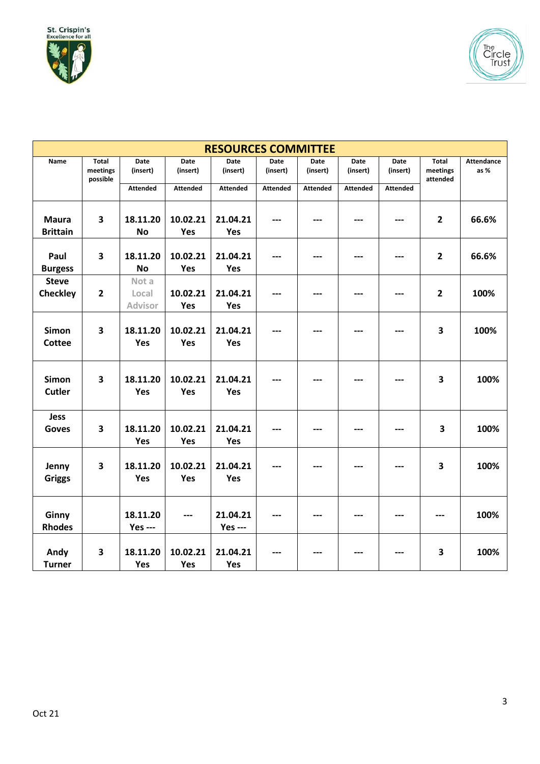| RESOURCES COMMITTEE | | | | | | | | | | |
|---|---|---|---|---|---|---|---|---|---|---|
| Name | Total meetings possible | Date (insert) | Date (insert) | Date (insert) | Date (insert) | Date (insert) | Date (insert) | Date (insert) | Total meetings attended | Attendance as % |
| | | Attended | Attended | Attended | Attended | Attended | Attended | Attended | | |
| **Maura Brittain** | **3** | **18.11.20 No** | **10.02.21 Yes** | **21.04.21 Yes** | **---** | **---** | **---** | **---** | **2** | **66.6%** |
| **Paul Burgess** | **3** | **18.11.20 No** | **10.02.21 Yes** | **21.04.21 Yes** | **---** | **---** | **---** | **---** | **2** | **66.6%** |
| **Steve Checkley** | **2** | Not a Local Advisor | **10.02.21 Yes** | **21.04.21 Yes** | **---** | **---** | **---** | **---** | **2** | **100%** |
| **Simon Cottee** | **3** | **18.11.20 Yes** | **10.02.21 Yes** | **21.04.21 Yes** | **---** | **---** | **---** | **---** | **3** | **100%** |
| **Simon Cutler** | **3** | **18.11.20 Yes** | **10.02.21 Yes** | **21.04.21 Yes** | **---** | **---** | **---** | **---** | **3** | **100%** |
| **Jess Goves** | **3** | **18.11.20 Yes** | **10.02.21 Yes** | **21.04.21 Yes** | **---** | **---** | **---** | **---** | **3** | **100%** |
| **Jenny Griggs** | **3** | **18.11.20 Yes** | **10.02.21 Yes** | **21.04.21 Yes** | **---** | **---** | **---** | **---** | **3** | **100%** |
| **Ginny Rhodes** | | **18.11.20 Yes ---** | **---** | **21.04.21 Yes ---** | **---** | **---** | **---** | **---** | **---** | **100%** |
| **Andy Turner** | **3** | **18.11.20 Yes** | **10.02.21 Yes** | **21.04.21 Yes** | **---** | **---** | **---** | **---** | **3** | **100%** |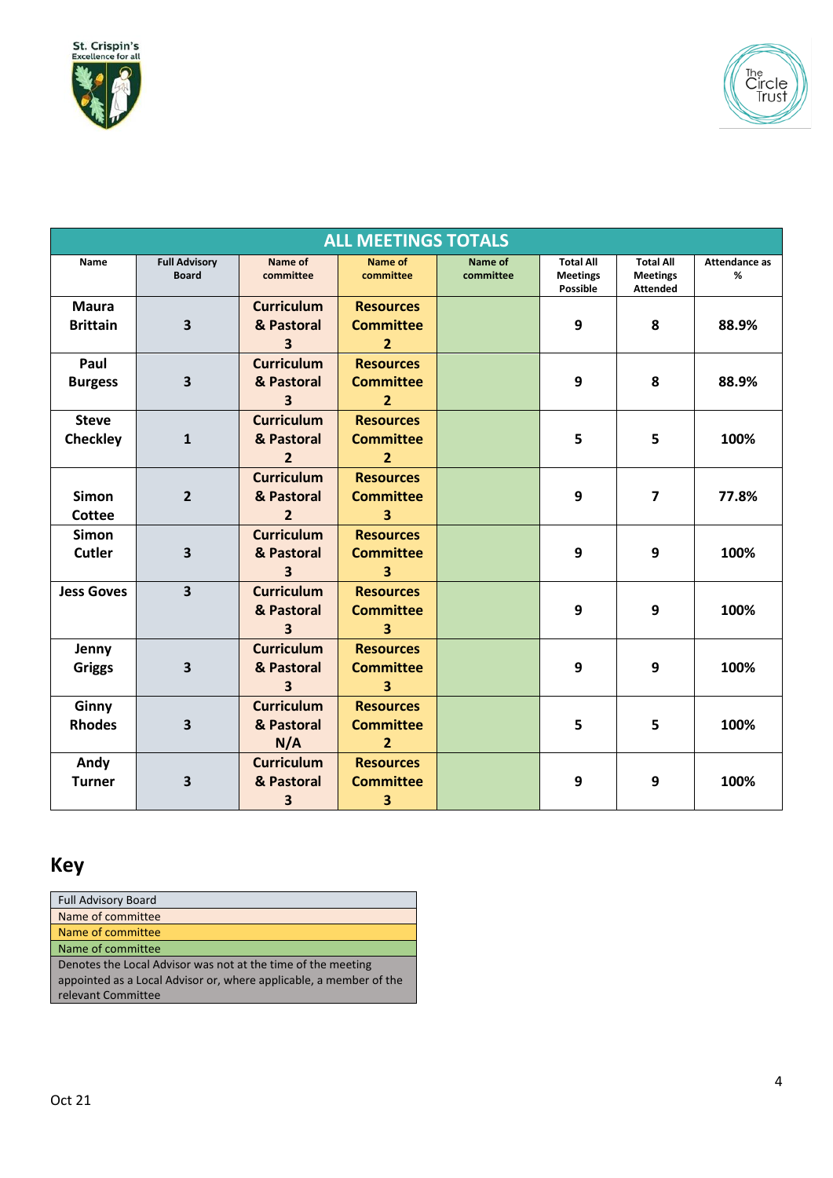| ALL MEETINGS TOTALS | | | | | | | |
|---|---|---|---|---|---|---|---|
| Name | Full Advisory Board | Name of committee | Name of committee | Name of committee | Total All Meetings Possible | Total All Meetings Attended | Attendance as % |
| **Maura Brittain** | **3** | **Curriculum & Pastoral 3** | **Resources Committee 2** | | **9** | **8** | **88.9%** |
| **Paul Burgess** | **3** | **Curriculum & Pastoral 3** | **Resources Committee 2** | | **9** | **8** | **88.9%** |
| **Steve Checkley** | **1** | **Curriculum & Pastoral 2** | **Resources Committee 2** | | **5** | **5** | **100%** |
| **Simon Cottee** | **2** | **Curriculum & Pastoral 2** | **Resources Committee 3** | | **9** | **7** | **77.8%** |
| **Simon Cutler** | **3** | **Curriculum & Pastoral 3** | **Resources Committee 3** | | **9** | **9** | **100%** |
| **Jess Goves** | **3** | **Curriculum & Pastoral 3** | **Resources Committee 3** | | **9** | **9** | **100%** |
| **Jenny Griggs** | **3** | **Curriculum & Pastoral 3** | **Resources Committee 3** | | **9** | **9** | **100%** |
| **Ginny Rhodes** | **3** | **Curriculum & Pastoral N/A** | **Resources Committee 2** | | **5** | **5** | **100%** |
| **Andy Turner** | **3** | **Curriculum & Pastoral 3** | **Resources Committee 3** | | **9** | **9** | **100%** |

## Key

| |
|---|
| Full Advisory Board |
| Name of committee |
| Name of committee |
| Name of committee |
| Denotes the Local Advisor was not at the time of the meeting appointed as a Local Advisor or, where applicable, a member of the relevant Committee |

Oct 21